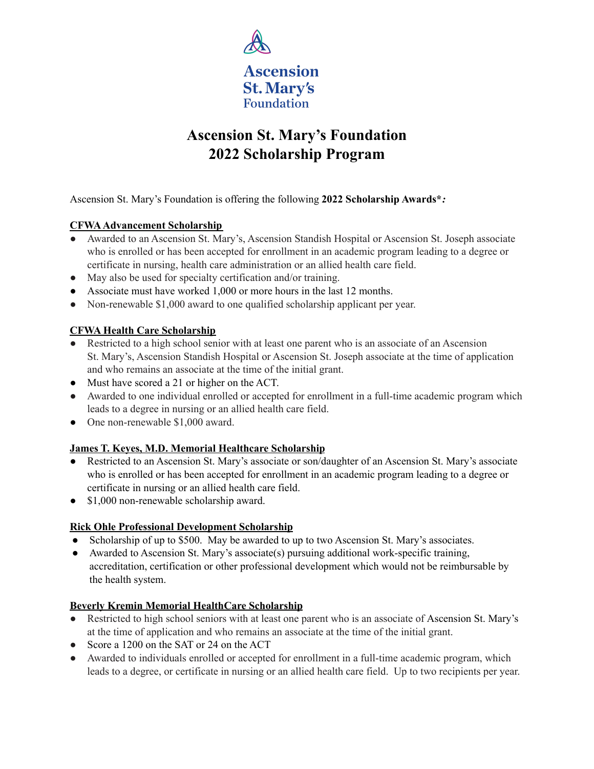Ascension
St. Mary's
Foundation

# Ascension St. Mary's Foundation
# 2022 Scholarship Program

Ascension St. Mary's Foundation is offering the following **2022 Scholarship Awards*:**

**CFWA Advancement Scholarship**

- Awarded to an Ascension St. Mary's, Ascension Standish Hospital or Ascension St. Joseph associate who is enrolled or has been accepted for enrollment in an academic program leading to a degree or certificate in nursing, health care administration or an allied health care field.
- May also be used for specialty certification and/or training.
- Associate must have worked 1,000 or more hours in the last 12 months.
- Non-renewable $1,000 award to one qualified scholarship applicant per year.

**CFWA Health Care Scholarship**

- Restricted to a high school senior with at least one parent who is an associate of an Ascension St. Mary's, Ascension Standish Hospital or Ascension St. Joseph associate at the time of application and who remains an associate at the time of the initial grant.
- Must have scored a 21 or higher on the ACT.
- Awarded to one individual enrolled or accepted for enrollment in a full-time academic program which leads to a degree in nursing or an allied health care field.
- One non-renewable $1,000 award.

**James T. Keyes, M.D. Memorial Healthcare Scholarship**

- Restricted to an Ascension St. Mary's associate or son/daughter of an Ascension St. Mary's associate who is enrolled or has been accepted for enrollment in an academic program leading to a degree or certificate in nursing or an allied health care field.
- $1,000 non-renewable scholarship award.

**Rick Ohle Professional Development Scholarship**

- Scholarship of up to $500. May be awarded to up to two Ascension St. Mary's associates.
- Awarded to Ascension St. Mary's associate(s) pursuing additional work-specific training, accreditation, certification or other professional development which would not be reimbursable by the health system.

**Beverly Kremin Memorial HealthCare Scholarship**

- Restricted to high school seniors with at least one parent who is an associate of Ascension St. Mary's at the time of application and who remains an associate at the time of the initial grant.
- Score a 1200 on the SAT or 24 on the ACT
- Awarded to individuals enrolled or accepted for enrollment in a full-time academic program, which leads to a degree, or certificate in nursing or an allied health care field. Up to two recipients per year.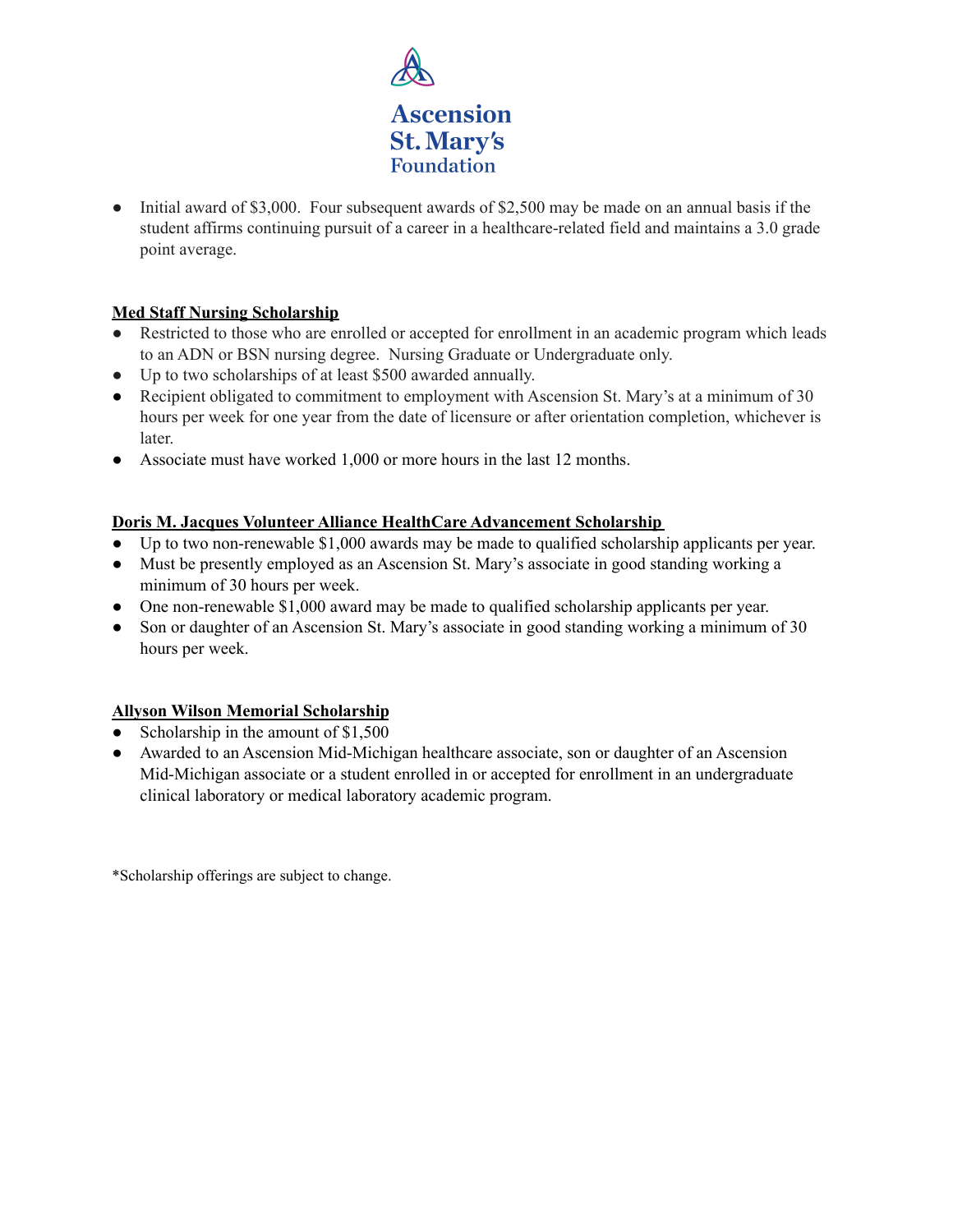- Initial award of $3,000. Four subsequent awards of $2,500 may be made on an annual basis if the student affirms continuing pursuit of a career in a healthcare-related field and maintains a 3.0 grade point average.

**Med Staff Nursing Scholarship**

- Restricted to those who are enrolled or accepted for enrollment in an academic program which leads to an ADN or BSN nursing degree. Nursing Graduate or Undergraduate only.
- Up to two scholarships of at least $500 awarded annually.
- Recipient obligated to commitment to employment with Ascension St. Mary's at a minimum of 30 hours per week for one year from the date of licensure or after orientation completion, whichever is later.
- Associate must have worked 1,000 or more hours in the last 12 months.

**Doris M. Jacques Volunteer Alliance HealthCare Advancement Scholarship**

- Up to two non-renewable $1,000 awards may be made to qualified scholarship applicants per year.
- Must be presently employed as an Ascension St. Mary's associate in good standing working a minimum of 30 hours per week.
- One non-renewable $1,000 award may be made to qualified scholarship applicants per year.
- Son or daughter of an Ascension St. Mary's associate in good standing working a minimum of 30 hours per week.

**Allyson Wilson Memorial Scholarship**

- Scholarship in the amount of $1,500
- Awarded to an Ascension Mid-Michigan healthcare associate, son or daughter of an Ascension Mid-Michigan associate or a student enrolled in or accepted for enrollment in an undergraduate clinical laboratory or medical laboratory academic program.

*Scholarship offerings are subject to change.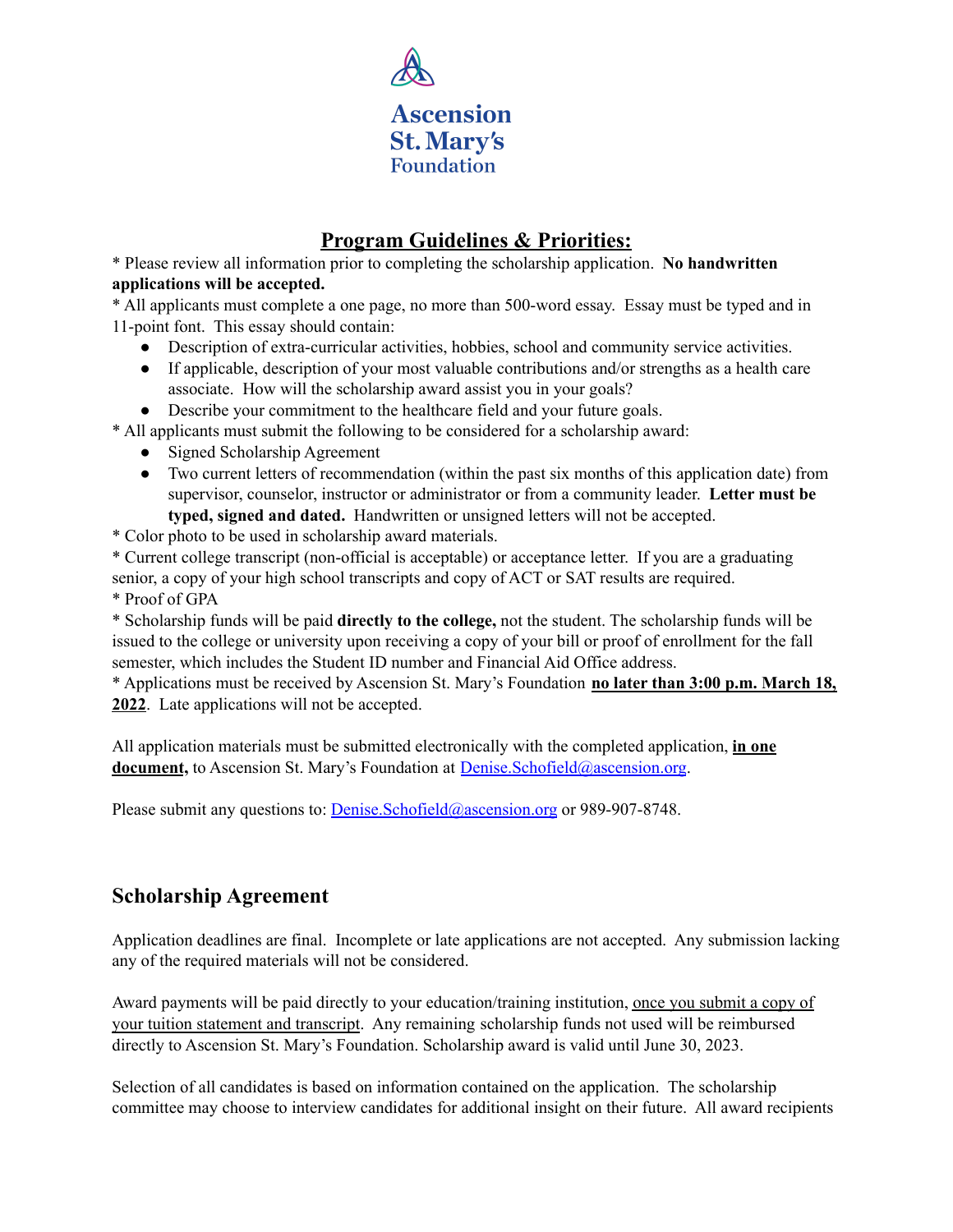Ascension St. Mary's Foundation

## Program Guidelines & Priorities:

* Please review all information prior to completing the scholarship application. **No handwritten applications will be accepted.**
* All applicants must complete a one page, no more than 500-word essay. Essay must be typed and in 11-point font. This essay should contain:
  - Description of extra-curricular activities, hobbies, school and community service activities.
  - If applicable, description of your most valuable contributions and/or strengths as a health care associate. How will the scholarship award assist you in your goals?
  - Describe your commitment to the healthcare field and your future goals.
* All applicants must submit the following to be considered for a scholarship award:
  - Signed Scholarship Agreement
  - Two current letters of recommendation (within the past six months of this application date) from supervisor, counselor, instructor or administrator or from a community leader. **Letter must be typed, signed and dated.** Handwritten or unsigned letters will not be accepted.
* Color photo to be used in scholarship award materials.
* Current college transcript (non-official is acceptable) or acceptance letter. If you are a graduating senior, a copy of your high school transcripts and copy of ACT or SAT results are required.
* Proof of GPA
* Scholarship funds will be paid **directly to the college,** not the student. The scholarship funds will be issued to the college or university upon receiving a copy of your bill or proof of enrollment for the fall semester, which includes the Student ID number and Financial Aid Office address.
* Applications must be received by Ascension St. Mary's Foundation **no later than 3:00 p.m. March 18, 2022**. Late applications will not be accepted.

All application materials must be submitted electronically with the completed application, **in one document,** to Ascension St. Mary's Foundation at Denise.Schofield@ascension.org.

Please submit any questions to: Denise.Schofield@ascension.org or 989-907-8748.

## Scholarship Agreement

Application deadlines are final. Incomplete or late applications are not accepted. Any submission lacking any of the required materials will not be considered.

Award payments will be paid directly to your education/training institution, once you submit a copy of your tuition statement and transcript. Any remaining scholarship funds not used will be reimbursed directly to Ascension St. Mary's Foundation. Scholarship award is valid until June 30, 2023.

Selection of all candidates is based on information contained on the application. The scholarship committee may choose to interview candidates for additional insight on their future. All award recipients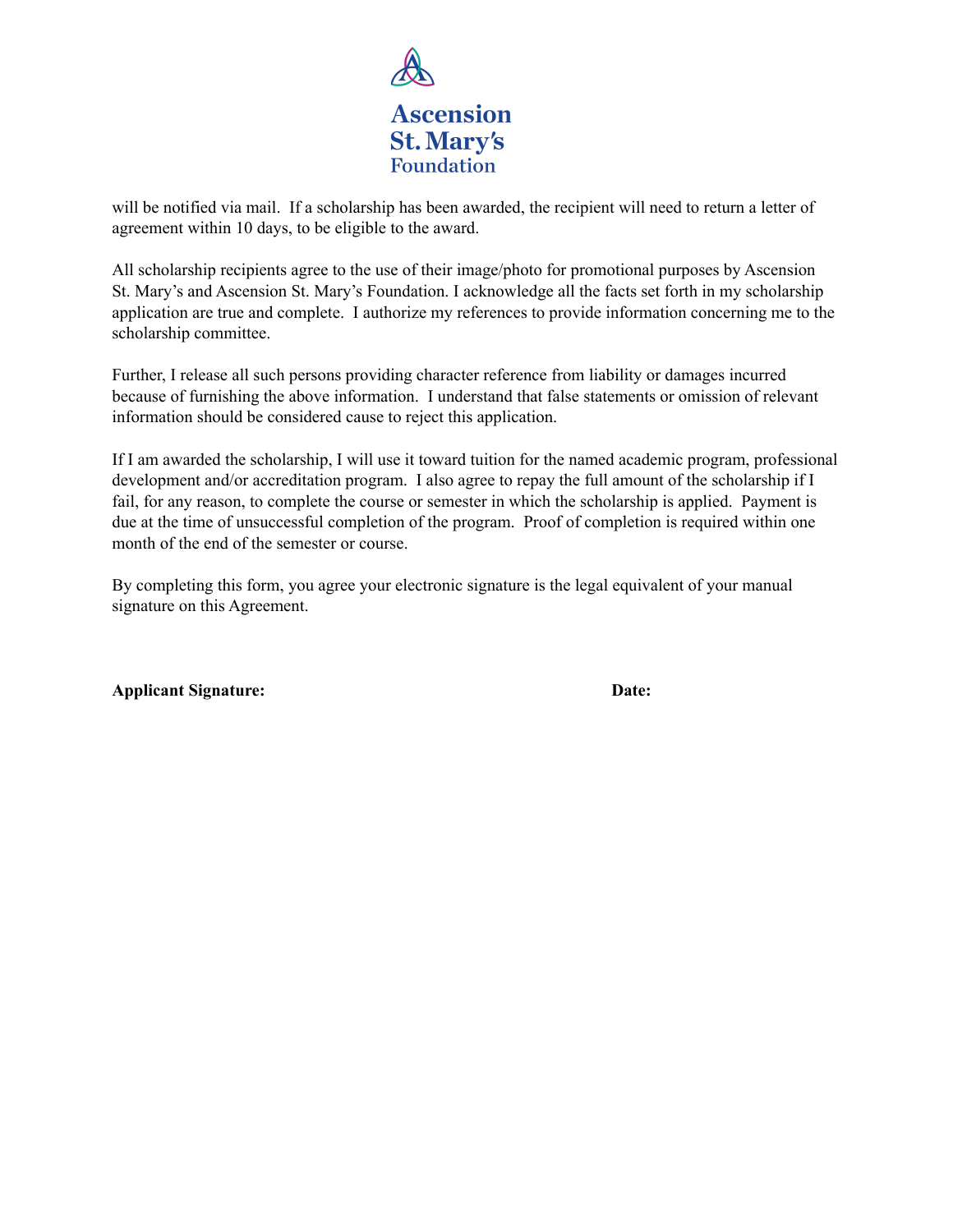will be notified via mail.  If a scholarship has been awarded, the recipient will need to return a letter of agreement within 10 days, to be eligible to the award.

All scholarship recipients agree to the use of their image/photo for promotional purposes by Ascension St. Mary's and Ascension St. Mary's Foundation. I acknowledge all the facts set forth in my scholarship application are true and complete.  I authorize my references to provide information concerning me to the scholarship committee.

Further, I release all such persons providing character reference from liability or damages incurred because of furnishing the above information.  I understand that false statements or omission of relevant information should be considered cause to reject this application.

If I am awarded the scholarship, I will use it toward tuition for the named academic program, professional development and/or accreditation program.  I also agree to repay the full amount of the scholarship if I fail, for any reason, to complete the course or semester in which the scholarship is applied.  Payment is due at the time of unsuccessful completion of the program.  Proof of completion is required within one month of the end of the semester or course.

By completing this form, you agree your electronic signature is the legal equivalent of your manual signature on this Agreement.

**Applicant Signature:** **Date:**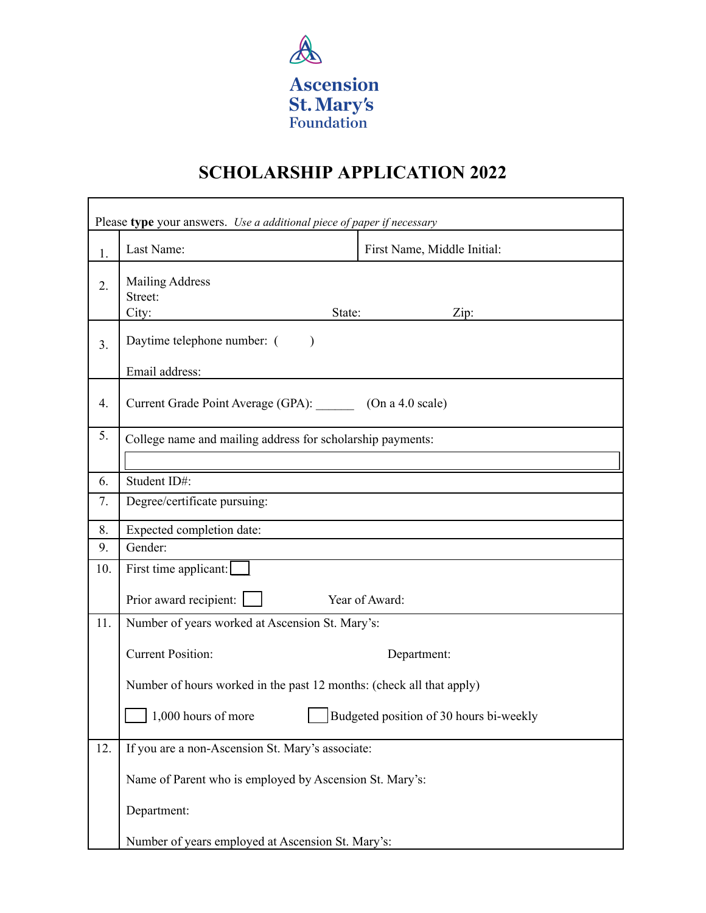Ascension St. Mary's Foundation

# SCHOLARSHIP APPLICATION 2022

Please **type** your answers. *Use a additional piece of paper if necessary*

| | | |
|---|---|---|
| 1. | Last Name: | First Name, Middle Initial: |
| 2. | Mailing Address<br>Street:<br>City: State: Zip: | |
| 3. | Daytime telephone number: ( )<br><br>Email address: | |
| 4. | Current Grade Point Average (GPA): ______ (On a 4.0 scale) | |
| 5. | College name and mailing address for scholarship payments: | |
| 6. | Student ID#: | |
| 7. | Degree/certificate pursuing: | |
| 8. | Expected completion date: | |
| 9. | Gender: | |
| 10. | First time applicant: ☐<br><br>Prior award recipient: ☐ Year of Award: | |
| 11. | Number of years worked at Ascension St. Mary's:<br><br>Current Position: Department:<br><br>Number of hours worked in the past 12 months: (check all that apply)<br><br>☐ 1,000 hours of more ☐ Budgeted position of 30 hours bi-weekly | |
| 12. | If you are a non-Ascension St. Mary's associate:<br><br>Name of Parent who is employed by Ascension St. Mary's:<br><br>Department:<br><br>Number of years employed at Ascension St. Mary's: | |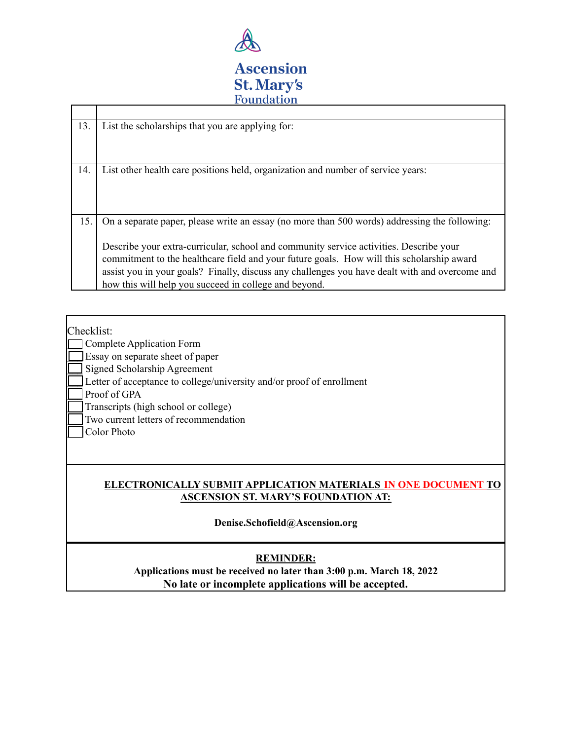Ascension St. Mary's Foundation

| | |
|---|---|
| 13. | List the scholarships that you are applying for: |
| 14. | List other health care positions held, organization and number of service years: |
| 15. | On a separate paper, please write an essay (no more than 500 words) addressing the following:<br><br>Describe your extra-curricular, school and community service activities. Describe your commitment to the healthcare field and your future goals. How will this scholarship award assist you in your goals? Finally, discuss any challenges you have dealt with and overcome and how this will help you succeed in college and beyond. |

Checklist:

- [ ] Complete Application Form
- [ ] Essay on separate sheet of paper
- [ ] Signed Scholarship Agreement
- [ ] Letter of acceptance to college/university and/or proof of enrollment
- [ ] Proof of GPA
- [ ] Transcripts (high school or college)
- [ ] Two current letters of recommendation
- [ ] Color Photo

**ELECTRONICALLY SUBMIT APPLICATION MATERIALS IN ONE DOCUMENT TO ASCENSION ST. MARY'S FOUNDATION AT:**

**Denise.Schofield@Ascension.org**

**REMINDER:**

**Applications must be received no later than 3:00 p.m. March 18, 2022**

**No late or incomplete applications will be accepted.**